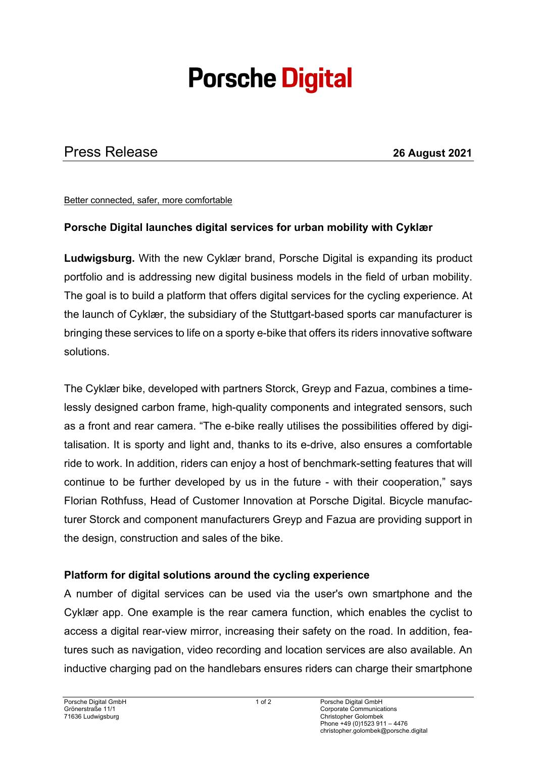# Porsche Digital

## Press Release

**26 August 2021**

Better connected, safer, more comfortable

### Porsche Digital launches digital services for urban mobility with Cyklær

**Ludwigsburg.** With the new Cyklær brand, Porsche Digital is expanding its product portfolio and is addressing new digital business models in the field of urban mobility. The goal is to build a platform that offers digital services for the cycling experience. At the launch of Cyklær, the subsidiary of the Stuttgart-based sports car manufacturer is bringing these services to life on a sporty e-bike that offers its riders innovative software solutions.

The Cyklær bike, developed with partners Storck, Greyp and Fazua, combines a timelessly designed carbon frame, high-quality components and integrated sensors, such as a front and rear camera. "The e-bike really utilises the possibilities offered by digitalisation. It is sporty and light and, thanks to its e-drive, also ensures a comfortable ride to work. In addition, riders can enjoy a host of benchmark-setting features that will continue to be further developed by us in the future - with their cooperation," says Florian Rothfuss, Head of Customer Innovation at Porsche Digital. Bicycle manufacturer Storck and component manufacturers Greyp and Fazua are providing support in the design, construction and sales of the bike.

### Platform for digital solutions around the cycling experience

A number of digital services can be used via the user's own smartphone and the Cyklær app. One example is the rear camera function, which enables the cyclist to access a digital rear-view mirror, increasing their safety on the road. In addition, features such as navigation, video recording and location services are also available. An inductive charging pad on the handlebars ensures riders can charge their smartphone

Porsche Digital GmbH
Grönerstraße 11/1
71636 Ludwigsburg

Porsche Digital GmbH
Corporate Communications
Christopher Golombek
Phone +49 (0)1523 911 – 4476
christopher.golombek@porsche.digital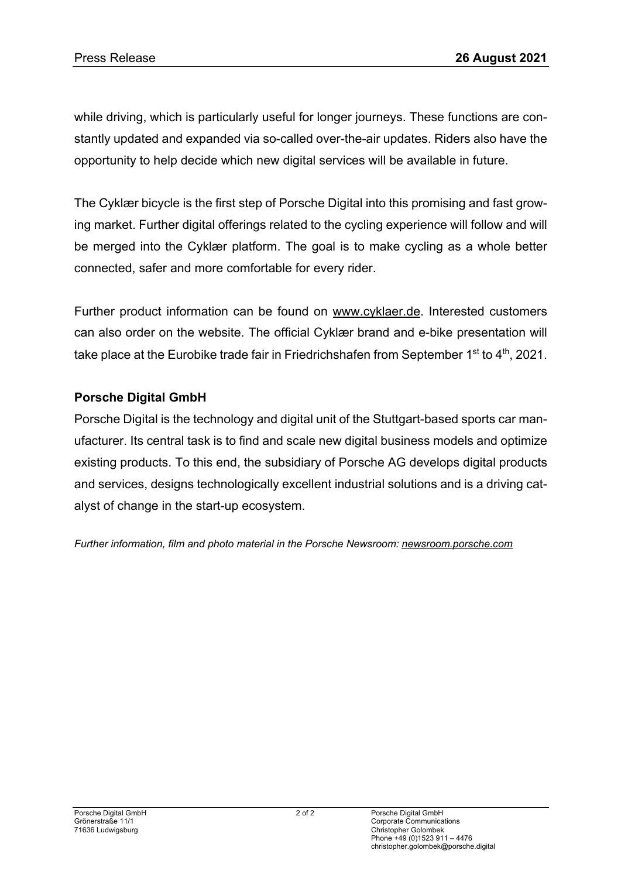while driving, which is particularly useful for longer journeys. These functions are constantly updated and expanded via so-called over-the-air updates. Riders also have the opportunity to help decide which new digital services will be available in future.

The Cyklær bicycle is the first step of Porsche Digital into this promising and fast growing market. Further digital offerings related to the cycling experience will follow and will be merged into the Cyklær platform. The goal is to make cycling as a whole better connected, safer and more comfortable for every rider.

Further product information can be found on www.cyklaer.de. Interested customers can also order on the website. The official Cyklær brand and e-bike presentation will take place at the Eurobike trade fair in Friedrichshafen from September 1st to 4th, 2021.

**Porsche Digital GmbH**

Porsche Digital is the technology and digital unit of the Stuttgart-based sports car manufacturer. Its central task is to find and scale new digital business models and optimize existing products. To this end, the subsidiary of Porsche AG develops digital products and services, designs technologically excellent industrial solutions and is a driving catalyst of change in the start-up ecosystem.

*Further information, film and photo material in the Porsche Newsroom: newsroom.porsche.com*

Porsche Digital GmbH
Grönerstraße 11/1
71636 Ludwigsburg

Porsche Digital GmbH
Corporate Communications
Christopher Golombek
Phone +49 (0)1523 911 – 4476
christopher.golombek@porsche.digital